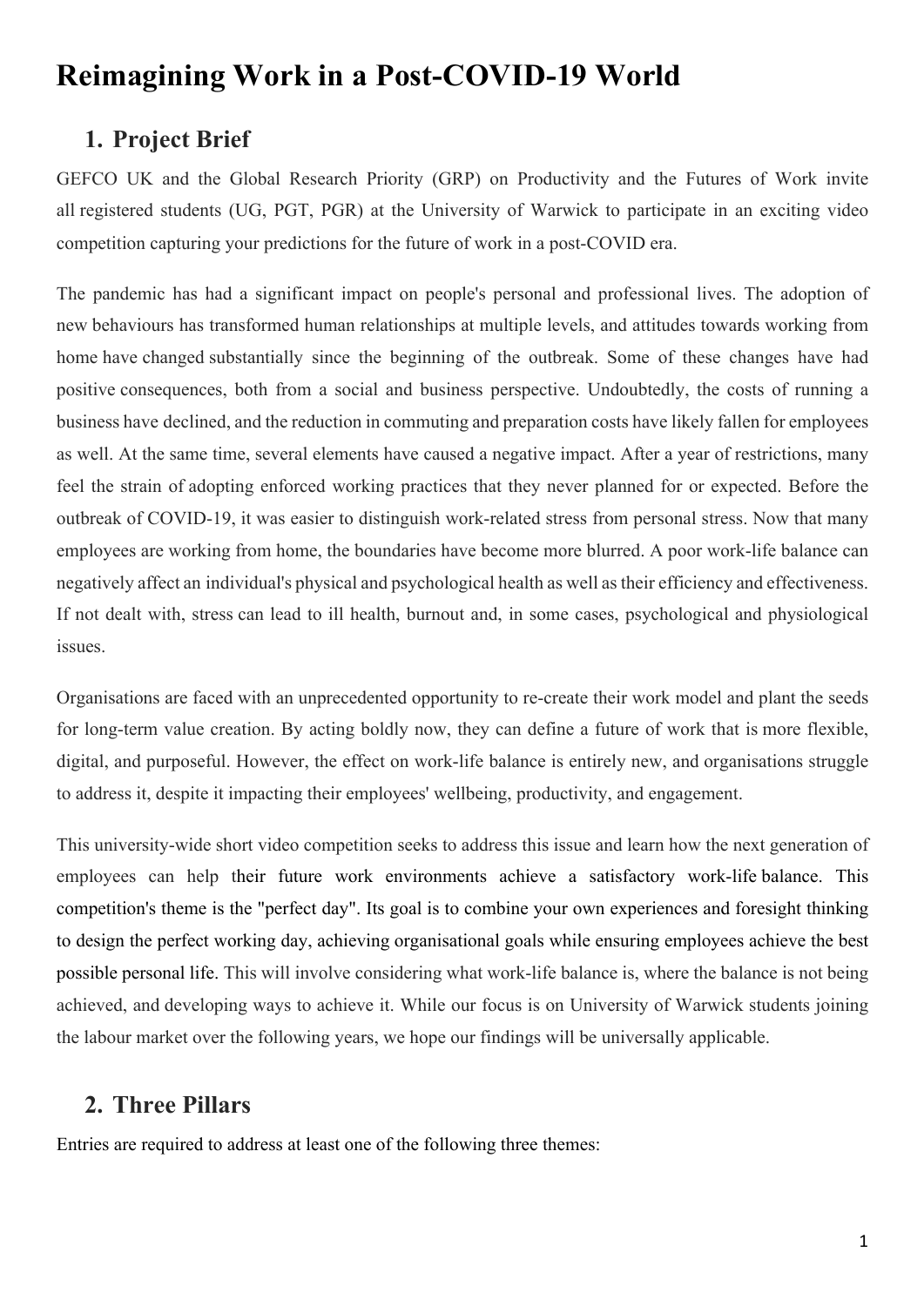# Reimagining Work in a Post-COVID-19 World

## 1. Project Brief

GEFCO UK and the Global Research Priority (GRP) on Productivity and the Futures of Work invite all registered students (UG, PGT, PGR) at the University of Warwick to participate in an exciting video competition capturing your predictions for the future of work in a post-COVID era.

The pandemic has had a significant impact on people's personal and professional lives. The adoption of new behaviours has transformed human relationships at multiple levels, and attitudes towards working from home have changed substantially since the beginning of the outbreak. Some of these changes have had positive consequences, both from a social and business perspective. Undoubtedly, the costs of running a business have declined, and the reduction in commuting and preparation costs have likely fallen for employees as well. At the same time, several elements have caused a negative impact. After a year of restrictions, many feel the strain of adopting enforced working practices that they never planned for or expected. Before the outbreak of COVID-19, it was easier to distinguish work-related stress from personal stress. Now that many employees are working from home, the boundaries have become more blurred. A poor work-life balance can negatively affect an individual's physical and psychological health as well as their efficiency and effectiveness. If not dealt with, stress can lead to ill health, burnout and, in some cases, psychological and physiological issues.

Organisations are faced with an unprecedented opportunity to re-create their work model and plant the seeds for long-term value creation. By acting boldly now, they can define a future of work that is more flexible, digital, and purposeful. However, the effect on work-life balance is entirely new, and organisations struggle to address it, despite it impacting their employees' wellbeing, productivity, and engagement.

This university-wide short video competition seeks to address this issue and learn how the next generation of employees can help their future work environments achieve a satisfactory work-life balance. This competition's theme is the "perfect day". Its goal is to combine your own experiences and foresight thinking to design the perfect working day, achieving organisational goals while ensuring employees achieve the best possible personal life. This will involve considering what work-life balance is, where the balance is not being achieved, and developing ways to achieve it. While our focus is on University of Warwick students joining the labour market over the following years, we hope our findings will be universally applicable.

## 2. Three Pillars

Entries are required to address at least one of the following three themes: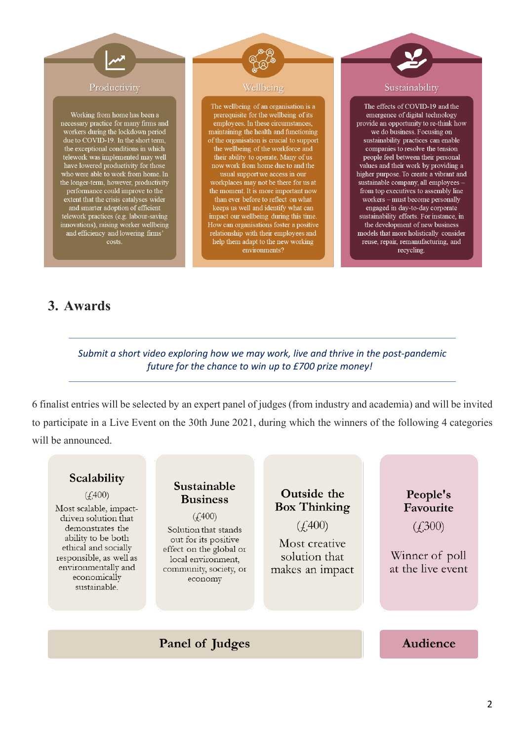### Productivity

Working from home has been a necessary practice for many firms and workers during the lockdown period due to COVID-19. In the short term, the exceptional conditions in which telework was implemented may well have lowered productivity for those who were able to work from home. In the longer-term, however, productivity performance could improve to the extent that the crisis catalyses wider and smarter adoption of efficient telework practices (e.g. labour-saving innovations), raising worker wellbeing and efficiency and lowering firms' costs.

### Wellbeing

The wellbeing of an organisation is a prerequisite for the wellbeing of its employees. In these circumstances, maintaining the health and functioning of the organisation is crucial to support the wellbeing of the workforce and their ability to operate. Many of us now work from home due to and the usual support we access in our workplaces may not be there for us at the moment. It is more important now than ever before to reflect on what keeps us well and identify what can impact our wellbeing during this time. How can organisations foster a positive relationship with their employees and help them adapt to the new working environments?

### Sustainability

The effects of COVID-19 and the emergence of digital technology provide an opportunity to re-think how we do business. Focusing on sustainability practices can enable companies to resolve the tension people feel between their personal values and their work by providing a higher purpose. To create a vibrant and sustainable company, all employees – from top executives to assembly line workers – must become personally engaged in day-to-day corporate sustainability efforts. For instance, in the development of new business models that more holistically consider reuse, repair, remanufacturing, and recycling.

## 3. Awards

*Submit a short video exploring how we may work, live and thrive in the post-pandemic future for the chance to win up to £700 prize money!*

6 finalist entries will be selected by an expert panel of judges (from industry and academia) and will be invited to participate in a Live Event on the 30th June 2021, during which the winners of the following 4 categories will be announced.

| Scalability (£400) | Sustainable Business (£400) | Outside the Box Thinking (£400) | People's Favourite (£300) |
|---|---|---|---|
| Most scalable, impact-driven solution that demonstrates the ability to be both ethical and socially responsible, as well as environmentally and economically sustainable. | Solution that stands out for its positive effect on the global or local environment, community, society, or economy | Most creative solution that makes an impact | Winner of poll at the live event |
| Panel of Judges | | | Audience |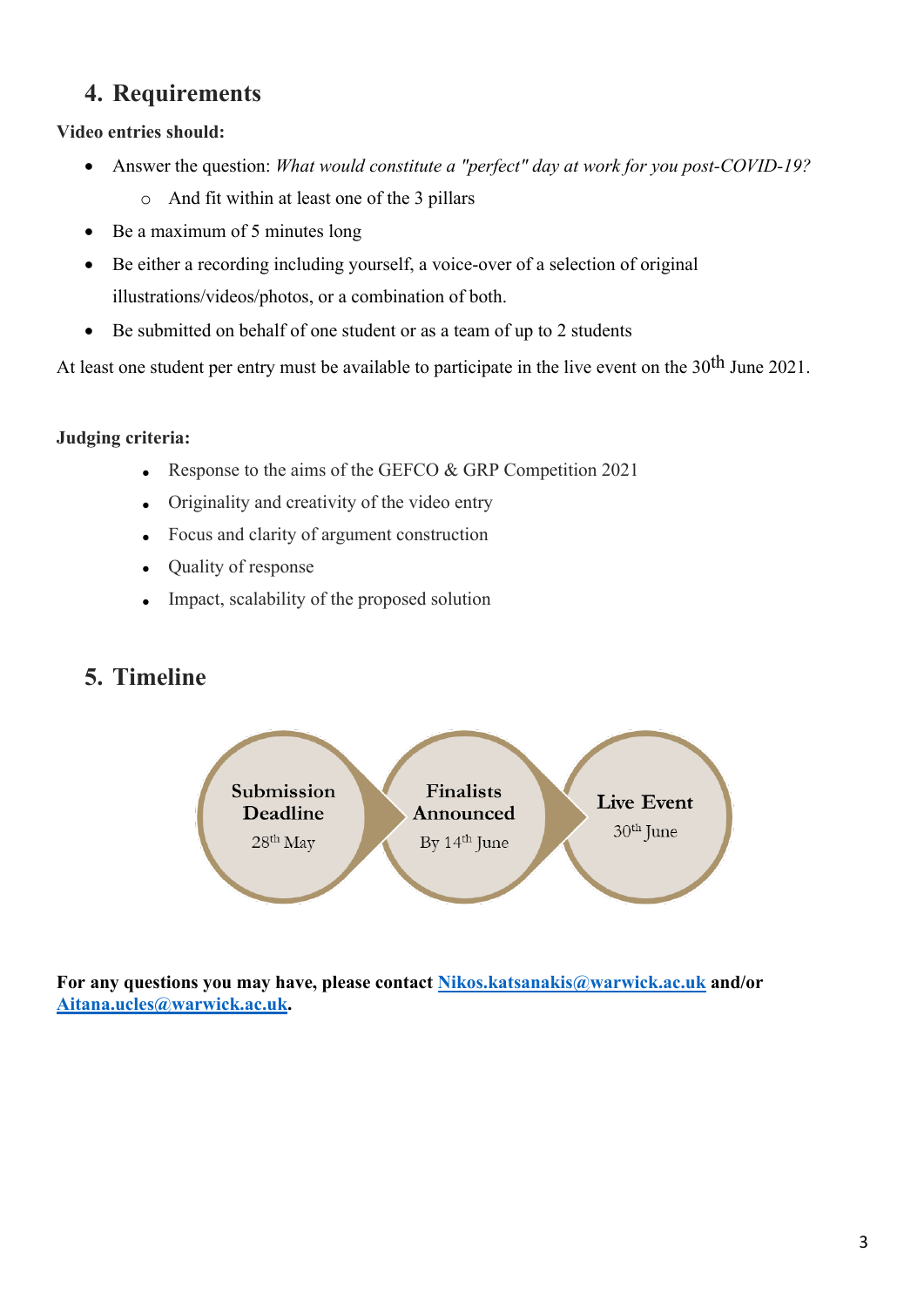## 4. Requirements

**Video entries should:**

- Answer the question: *What would constitute a "perfect" day at work for you post-COVID-19?*
  - And fit within at least one of the 3 pillars
- Be a maximum of 5 minutes long
- Be either a recording including yourself, a voice-over of a selection of original illustrations/videos/photos, or a combination of both.
- Be submitted on behalf of one student or as a team of up to 2 students

At least one student per entry must be available to participate in the live event on the 30th June 2021.

**Judging criteria:**

- Response to the aims of the GEFCO & GRP Competition 2021
- Originality and creativity of the video entry
- Focus and clarity of argument construction
- Quality of response
- Impact, scalability of the proposed solution

## 5. Timeline

**Submission Deadline**
28th May

**Finalists Announced**
By 14th June

**Live Event**
30th June

**For any questions you may have, please contact [Nikos.katsanakis@warwick.ac.uk](mailto:Nikos.katsanakis@warwick.ac.uk) and/or [Aitana.ucles@warwick.ac.uk](mailto:Aitana.ucles@warwick.ac.uk).**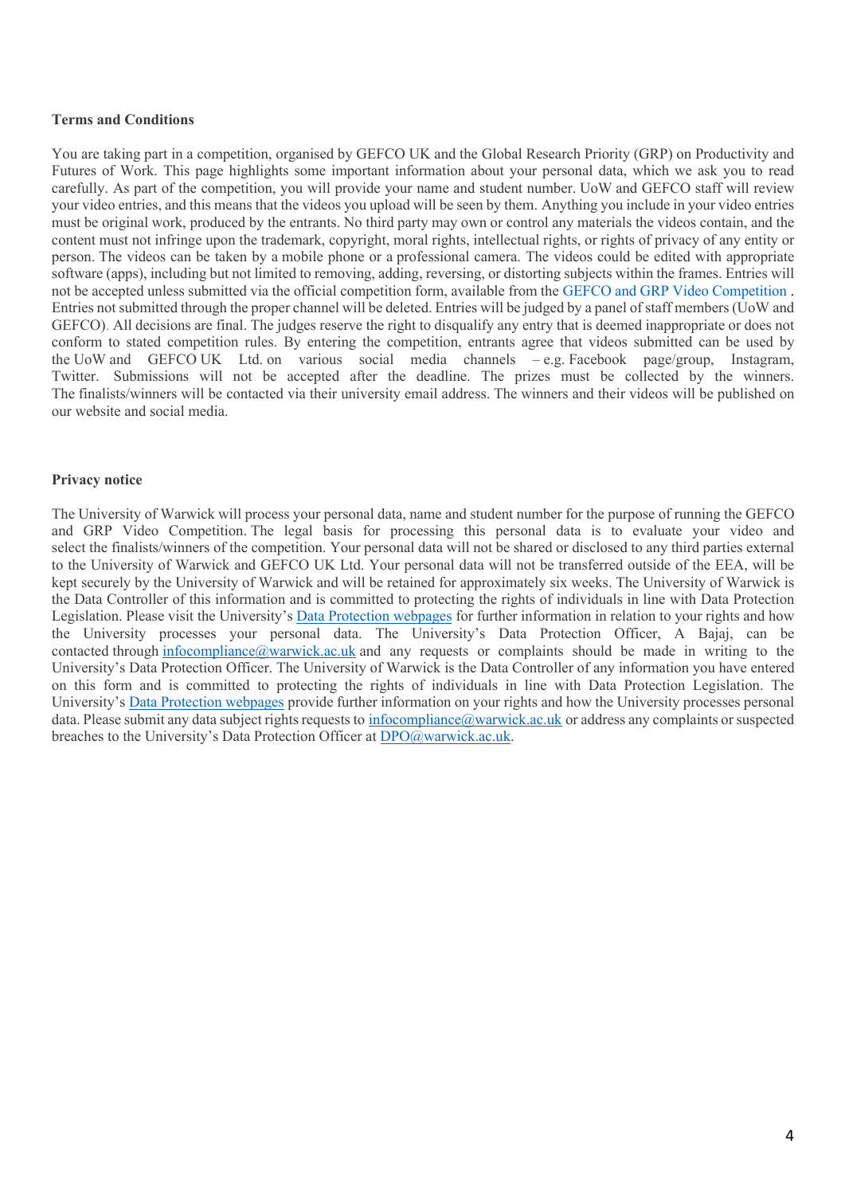**Terms and Conditions**

You are taking part in a competition, organised by GEFCO UK and the Global Research Priority (GRP) on Productivity and Futures of Work. This page highlights some important information about your personal data, which we ask you to read carefully. As part of the competition, you will provide your name and student number. UoW and GEFCO staff will review your video entries, and this means that the videos you upload will be seen by them. Anything you include in your video entries must be original work, produced by the entrants. No third party may own or control any materials the videos contain, and the content must not infringe upon the trademark, copyright, moral rights, intellectual rights, or rights of privacy of any entity or person. The videos can be taken by a mobile phone or a professional camera. The videos could be edited with appropriate software (apps), including but not limited to removing, adding, reversing, or distorting subjects within the frames. Entries will not be accepted unless submitted via the official competition form, available from the GEFCO and GRP Video Competition . Entries not submitted through the proper channel will be deleted. Entries will be judged by a panel of staff members (UoW and GEFCO). All decisions are final. The judges reserve the right to disqualify any entry that is deemed inappropriate or does not conform to stated competition rules. By entering the competition, entrants agree that videos submitted can be used by the UoW and GEFCO UK Ltd. on various social media channels – e.g. Facebook page/group, Instagram, Twitter. Submissions will not be accepted after the deadline. The prizes must be collected by the winners. The finalists/winners will be contacted via their university email address. The winners and their videos will be published on our website and social media.

**Privacy notice**

The University of Warwick will process your personal data, name and student number for the purpose of running the GEFCO and GRP Video Competition. The legal basis for processing this personal data is to evaluate your video and select the finalists/winners of the competition. Your personal data will not be shared or disclosed to any third parties external to the University of Warwick and GEFCO UK Ltd. Your personal data will not be transferred outside of the EEA, will be kept securely by the University of Warwick and will be retained for approximately six weeks. The University of Warwick is the Data Controller of this information and is committed to protecting the rights of individuals in line with Data Protection Legislation. Please visit the University's Data Protection webpages for further information in relation to your rights and how the University processes your personal data. The University's Data Protection Officer, A Bajaj, can be contacted through infocompliance@warwick.ac.uk and any requests or complaints should be made in writing to the University's Data Protection Officer. The University of Warwick is the Data Controller of any information you have entered on this form and is committed to protecting the rights of individuals in line with Data Protection Legislation. The University's Data Protection webpages provide further information on your rights and how the University processes personal data. Please submit any data subject rights requests to infocompliance@warwick.ac.uk or address any complaints or suspected breaches to the University's Data Protection Officer at DPO@warwick.ac.uk.